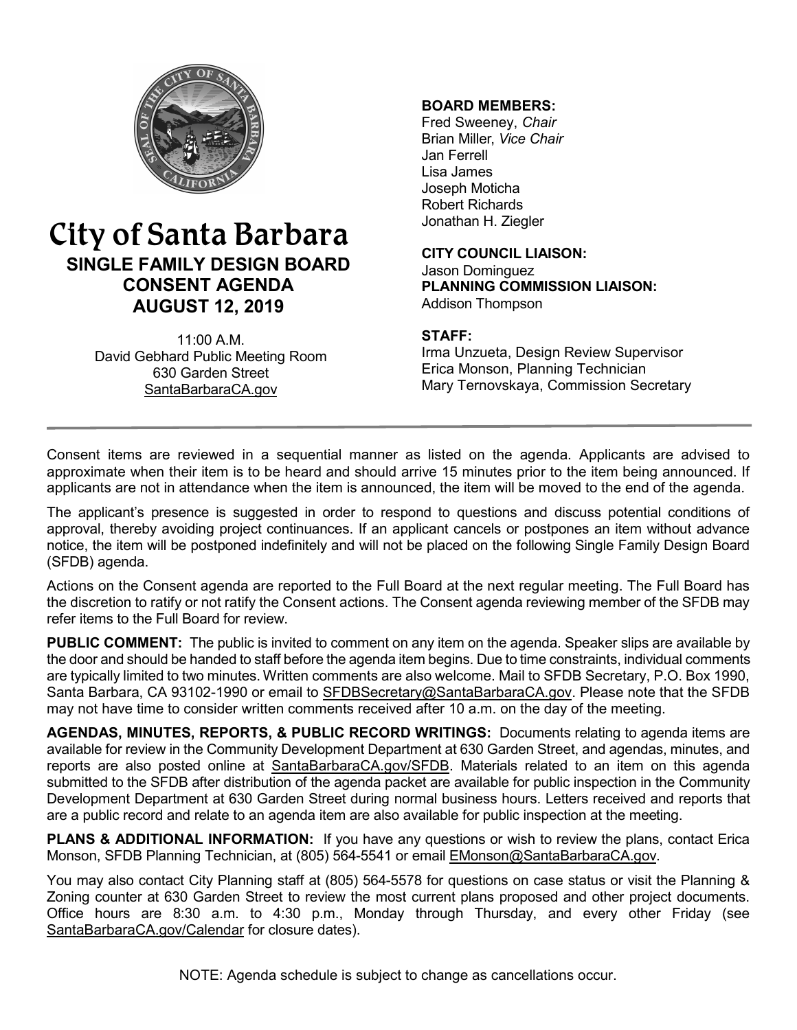# City of Santa Barbara

## SINGLE FAMILY DESIGN BOARD CONSENT AGENDA AUGUST 12, 2019

11:00 A.M.
David Gebhard Public Meeting Room
630 Garden Street
SantaBarbaraCA.gov

**BOARD MEMBERS:**
Fred Sweeney, *Chair*
Brian Miller, *Vice Chair*
Jan Ferrell
Lisa James
Joseph Moticha
Robert Richards
Jonathan H. Ziegler

**CITY COUNCIL LIAISON:**
Jason Dominguez

**PLANNING COMMISSION LIAISON:**
Addison Thompson

**STAFF:**
Irma Unzueta, Design Review Supervisor
Erica Monson, Planning Technician
Mary Ternovskaya, Commission Secretary

---

Consent items are reviewed in a sequential manner as listed on the agenda. Applicants are advised to approximate when their item is to be heard and should arrive 15 minutes prior to the item being announced. If applicants are not in attendance when the item is announced, the item will be moved to the end of the agenda.

The applicant's presence is suggested in order to respond to questions and discuss potential conditions of approval, thereby avoiding project continuances. If an applicant cancels or postpones an item without advance notice, the item will be postponed indefinitely and will not be placed on the following Single Family Design Board (SFDB) agenda.

Actions on the Consent agenda are reported to the Full Board at the next regular meeting. The Full Board has the discretion to ratify or not ratify the Consent actions. The Consent agenda reviewing member of the SFDB may refer items to the Full Board for review.

**PUBLIC COMMENT:** The public is invited to comment on any item on the agenda. Speaker slips are available by the door and should be handed to staff before the agenda item begins. Due to time constraints, individual comments are typically limited to two minutes. Written comments are also welcome. Mail to SFDB Secretary, P.O. Box 1990, Santa Barbara, CA 93102-1990 or email to SFDBSecretary@SantaBarbaraCA.gov. Please note that the SFDB may not have time to consider written comments received after 10 a.m. on the day of the meeting.

**AGENDAS, MINUTES, REPORTS, & PUBLIC RECORD WRITINGS:** Documents relating to agenda items are available for review in the Community Development Department at 630 Garden Street, and agendas, minutes, and reports are also posted online at SantaBarbaraCA.gov/SFDB. Materials related to an item on this agenda submitted to the SFDB after distribution of the agenda packet are available for public inspection in the Community Development Department at 630 Garden Street during normal business hours. Letters received and reports that are a public record and relate to an agenda item are also available for public inspection at the meeting.

**PLANS & ADDITIONAL INFORMATION:** If you have any questions or wish to review the plans, contact Erica Monson, SFDB Planning Technician, at (805) 564-5541 or email EMonson@SantaBarbaraCA.gov.

You may also contact City Planning staff at (805) 564-5578 for questions on case status or visit the Planning & Zoning counter at 630 Garden Street to review the most current plans proposed and other project documents. Office hours are 8:30 a.m. to 4:30 p.m., Monday through Thursday, and every other Friday (see SantaBarbaraCA.gov/Calendar for closure dates).

NOTE: Agenda schedule is subject to change as cancellations occur.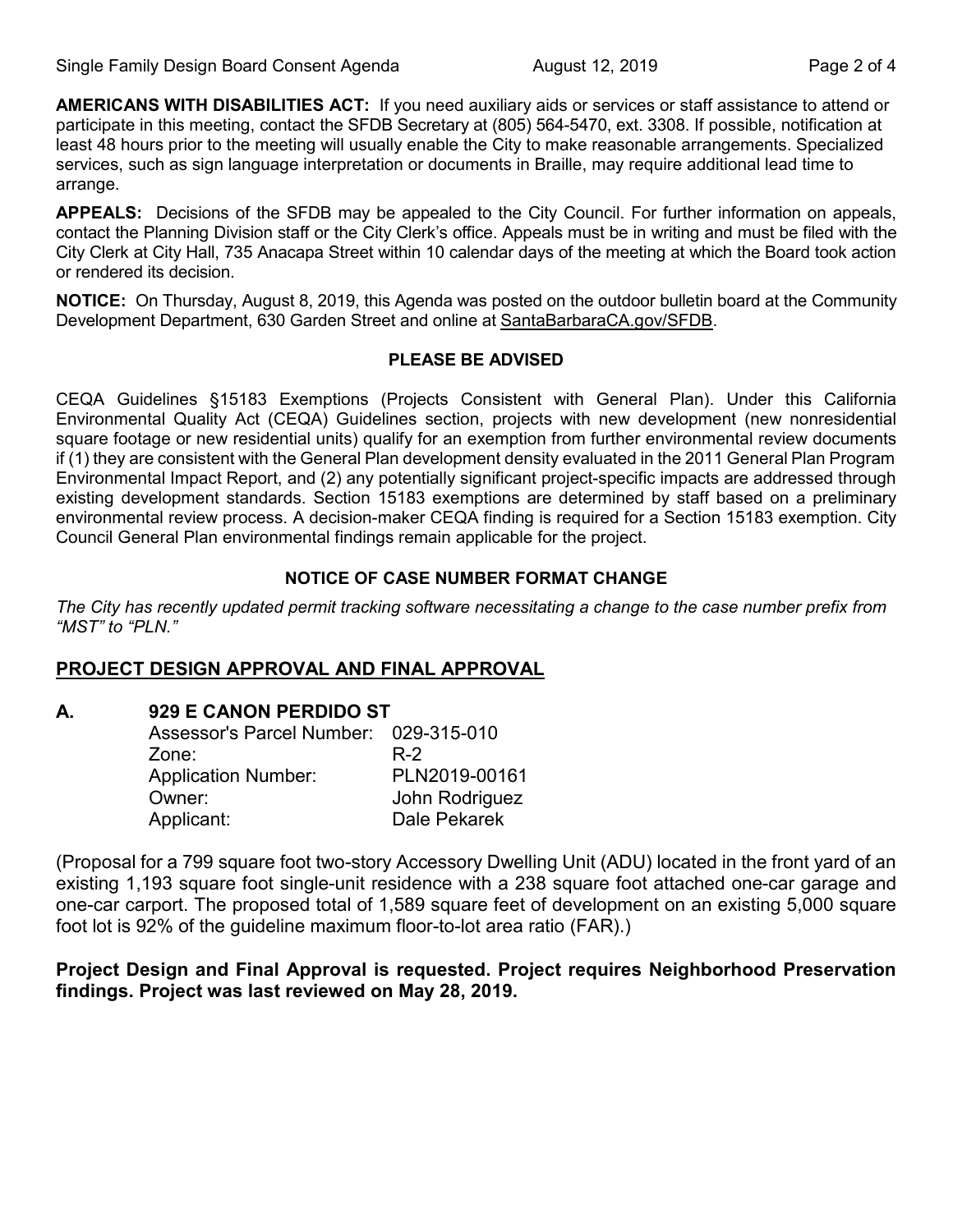**AMERICANS WITH DISABILITIES ACT:** If you need auxiliary aids or services or staff assistance to attend or participate in this meeting, contact the SFDB Secretary at (805) 564-5470, ext. 3308. If possible, notification at least 48 hours prior to the meeting will usually enable the City to make reasonable arrangements. Specialized services, such as sign language interpretation or documents in Braille, may require additional lead time to arrange.

**APPEALS:** Decisions of the SFDB may be appealed to the City Council. For further information on appeals, contact the Planning Division staff or the City Clerk's office. Appeals must be in writing and must be filed with the City Clerk at City Hall, 735 Anacapa Street within 10 calendar days of the meeting at which the Board took action or rendered its decision.

**NOTICE:** On Thursday, August 8, 2019, this Agenda was posted on the outdoor bulletin board at the Community Development Department, 630 Garden Street and online at SantaBarbaraCA.gov/SFDB.

**PLEASE BE ADVISED**

CEQA Guidelines §15183 Exemptions (Projects Consistent with General Plan). Under this California Environmental Quality Act (CEQA) Guidelines section, projects with new development (new nonresidential square footage or new residential units) qualify for an exemption from further environmental review documents if (1) they are consistent with the General Plan development density evaluated in the 2011 General Plan Program Environmental Impact Report, and (2) any potentially significant project-specific impacts are addressed through existing development standards. Section 15183 exemptions are determined by staff based on a preliminary environmental review process. A decision-maker CEQA finding is required for a Section 15183 exemption. City Council General Plan environmental findings remain applicable for the project.

**NOTICE OF CASE NUMBER FORMAT CHANGE**

*The City has recently updated permit tracking software necessitating a change to the case number prefix from "MST" to "PLN."*

## PROJECT DESIGN APPROVAL AND FINAL APPROVAL

### A. 929 E CANON PERDIDO ST

| | |
|---|---|
| Assessor's Parcel Number: | 029-315-010 |
| Zone: | R-2 |
| Application Number: | PLN2019-00161 |
| Owner: | John Rodriguez |
| Applicant: | Dale Pekarek |

(Proposal for a 799 square foot two-story Accessory Dwelling Unit (ADU) located in the front yard of an existing 1,193 square foot single-unit residence with a 238 square foot attached one-car garage and one-car carport. The proposed total of 1,589 square feet of development on an existing 5,000 square foot lot is 92% of the guideline maximum floor-to-lot area ratio (FAR).)

**Project Design and Final Approval is requested. Project requires Neighborhood Preservation findings. Project was last reviewed on May 28, 2019.**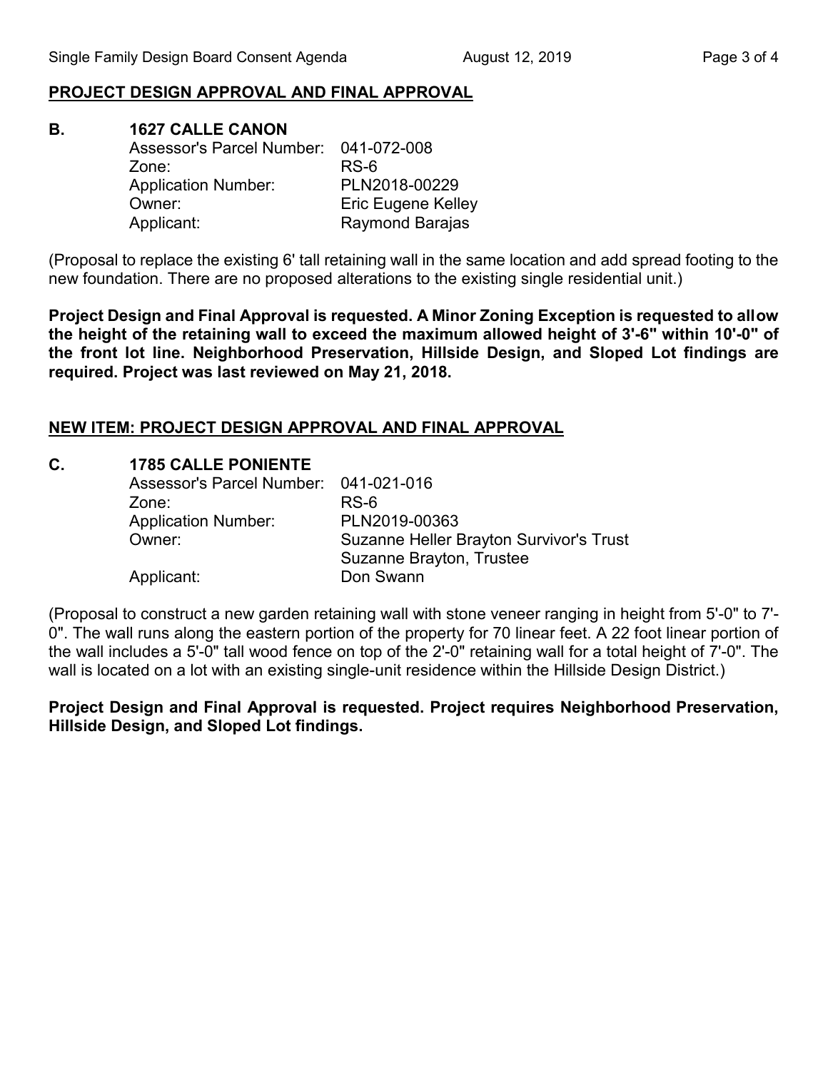**PROJECT DESIGN APPROVAL AND FINAL APPROVAL**

**B. 1627 CALLE CANON**

| | |
|---|---|
| Assessor's Parcel Number: | 041-072-008 |
| Zone: | RS-6 |
| Application Number: | PLN2018-00229 |
| Owner: | Eric Eugene Kelley |
| Applicant: | Raymond Barajas |

(Proposal to replace the existing 6' tall retaining wall in the same location and add spread footing to the new foundation. There are no proposed alterations to the existing single residential unit.)

**Project Design and Final Approval is requested. A Minor Zoning Exception is requested to allow the height of the retaining wall to exceed the maximum allowed height of 3'-6" within 10'-0" of the front lot line. Neighborhood Preservation, Hillside Design, and Sloped Lot findings are required. Project was last reviewed on May 21, 2018.**

**NEW ITEM: PROJECT DESIGN APPROVAL AND FINAL APPROVAL**

**C. 1785 CALLE PONIENTE**

| | |
|---|---|
| Assessor's Parcel Number: | 041-021-016 |
| Zone: | RS-6 |
| Application Number: | PLN2019-00363 |
| Owner: | Suzanne Heller Brayton Survivor's Trust<br>Suzanne Brayton, Trustee |
| Applicant: | Don Swann |

(Proposal to construct a new garden retaining wall with stone veneer ranging in height from 5'-0" to 7'-0". The wall runs along the eastern portion of the property for 70 linear feet. A 22 foot linear portion of the wall includes a 5'-0" tall wood fence on top of the 2'-0" retaining wall for a total height of 7'-0". The wall is located on a lot with an existing single-unit residence within the Hillside Design District.)

**Project Design and Final Approval is requested. Project requires Neighborhood Preservation, Hillside Design, and Sloped Lot findings.**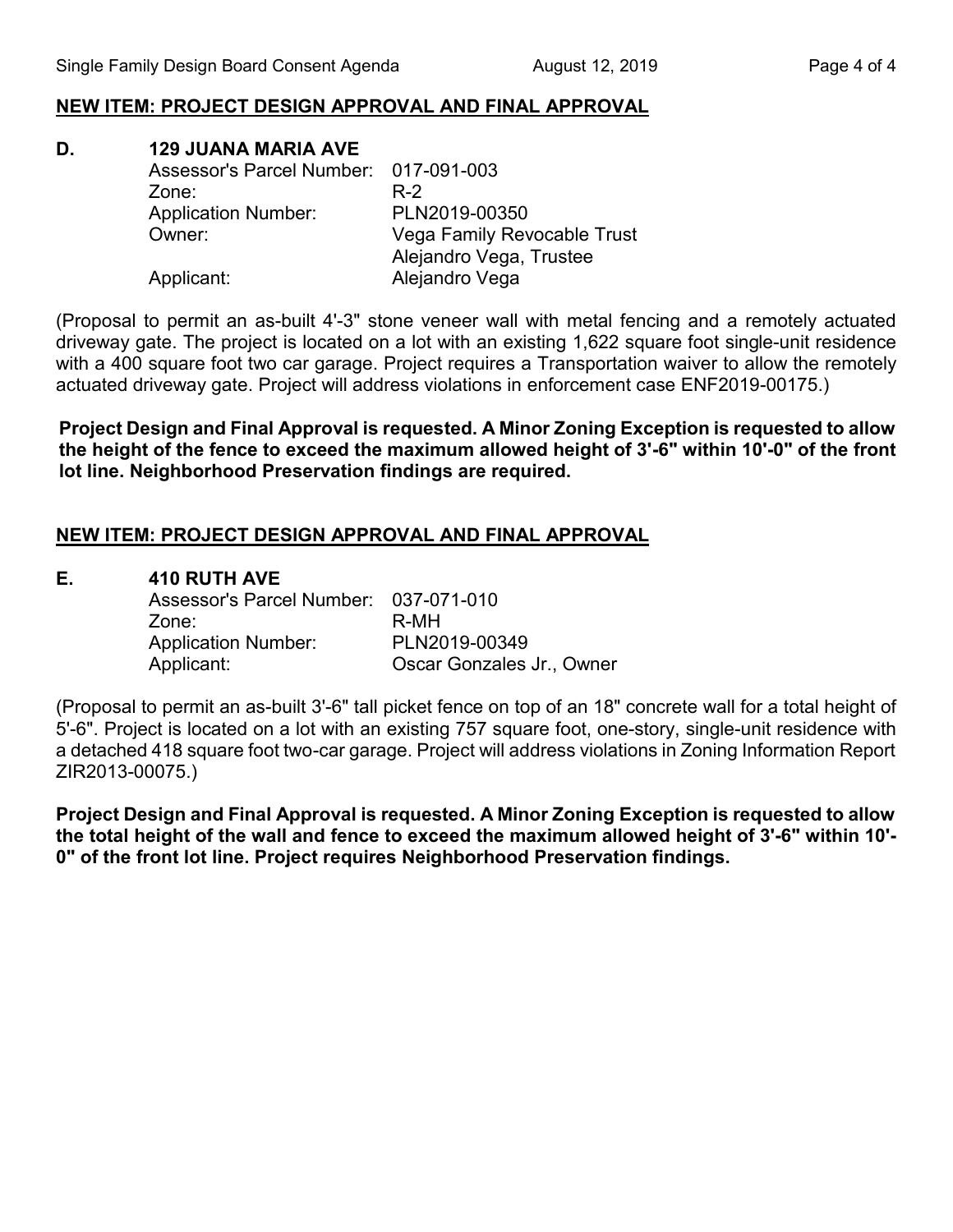**NEW ITEM: PROJECT DESIGN APPROVAL AND FINAL APPROVAL**

**D. 129 JUANA MARIA AVE**

| | |
|---|---|
| Assessor's Parcel Number: | 017-091-003 |
| Zone: | R-2 |
| Application Number: | PLN2019-00350 |
| Owner: | Vega Family Revocable Trust<br>Alejandro Vega, Trustee |
| Applicant: | Alejandro Vega |

(Proposal to permit an as-built 4'-3" stone veneer wall with metal fencing and a remotely actuated driveway gate. The project is located on a lot with an existing 1,622 square foot single-unit residence with a 400 square foot two car garage. Project requires a Transportation waiver to allow the remotely actuated driveway gate. Project will address violations in enforcement case ENF2019-00175.)

**Project Design and Final Approval is requested. A Minor Zoning Exception is requested to allow the height of the fence to exceed the maximum allowed height of 3'-6" within 10'-0" of the front lot line. Neighborhood Preservation findings are required.**

**NEW ITEM: PROJECT DESIGN APPROVAL AND FINAL APPROVAL**

**E. 410 RUTH AVE**

| | |
|---|---|
| Assessor's Parcel Number: | 037-071-010 |
| Zone: | R-MH |
| Application Number: | PLN2019-00349 |
| Applicant: | Oscar Gonzales Jr., Owner |

(Proposal to permit an as-built 3'-6" tall picket fence on top of an 18" concrete wall for a total height of 5'-6". Project is located on a lot with an existing 757 square foot, one-story, single-unit residence with a detached 418 square foot two-car garage. Project will address violations in Zoning Information Report ZIR2013-00075.)

**Project Design and Final Approval is requested. A Minor Zoning Exception is requested to allow the total height of the wall and fence to exceed the maximum allowed height of 3'-6" within 10'-0" of the front lot line. Project requires Neighborhood Preservation findings.**